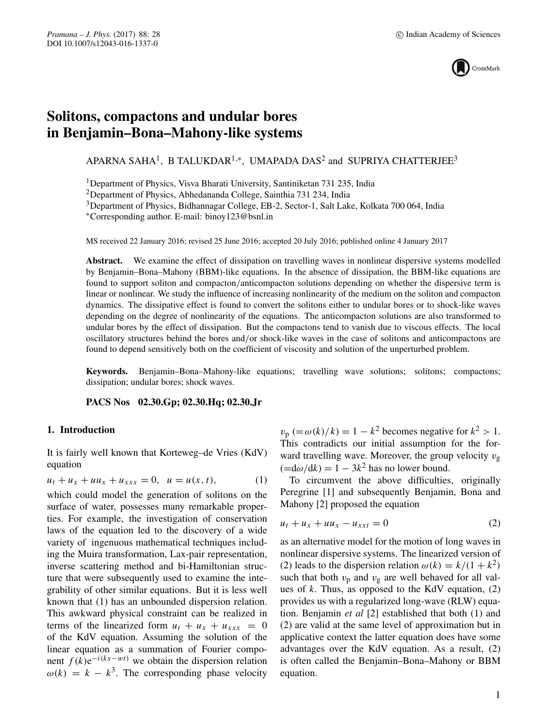# Solitons, compactons and undular bores in Benjamin–Bona–Mahony-like systems

APARNA SAHA[1], B TALUKDAR[1,*], UMAPADA DAS[2] and SUPRIYA CHATTERJEE[3]

[1]Department of Physics, Visva Bharati University, Santiniketan 731 235, India
[2]Department of Physics, Abhedananda College, Sainthia 731 234, India
[3]Department of Physics, Bidhannagar College, EB-2, Sector-1, Salt Lake, Kolkata 700 064, India
[*]Corresponding author. E-mail: binoy123@bsnl.in

MS received 22 January 2016; revised 25 June 2016; accepted 20 July 2016; published online 4 January 2017

**Abstract.** We examine the effect of dissipation on travelling waves in nonlinear dispersive systems modelled by Benjamin–Bona–Mahony (BBM)-like equations. In the absence of dissipation, the BBM-like equations are found to support soliton and compacton/anticompacton solutions depending on whether the dispersive term is linear or nonlinear. We study the influence of increasing nonlinearity of the medium on the soliton and compacton dynamics. The dissipative effect is found to convert the solitons either to undular bores or to shock-like waves depending on the degree of nonlinearity of the equations. The anticompacton solutions are also transformed to undular bores by the effect of dissipation. But the compactons tend to vanish due to viscous effects. The local oscillatory structures behind the bores and/or shock-like waves in the case of solitons and anticompactons are found to depend sensitively both on the coefficient of viscosity and solution of the unperturbed problem.

**Keywords.** Benjamin–Bona–Mahony-like equations; travelling wave solutions; solitons; compactons; dissipation; undular bores; shock waves.

**PACS Nos** 02.30.Gp; 02.30.Hq; 02.30.Jr

## 1. Introduction

It is fairly well known that Korteweg–de Vries (KdV) equation

$$u_t + u_x + uu_x + u_{xxx} = 0, \quad u = u(x,t), \tag{1}$$

which could model the generation of solitons on the surface of water, possesses many remarkable properties. For example, the investigation of conservation laws of the equation led to the discovery of a wide variety of ingenuous mathematical techniques including the Muira transformation, Lax-pair representation, inverse scattering method and bi-Hamiltonian structure that were subsequently used to examine the integrability of other similar equations. But it is less well known that (1) has an unbounded dispersion relation. This awkward physical constraint can be realized in terms of the linearized form $u_t + u_x + u_{xxx} = 0$ of the KdV equation. Assuming the solution of the linear equation as a summation of Fourier component $f(k)e^{-i(kx-wt)}$ we obtain the dispersion relation $\omega(k) = k - k^3$. The corresponding phase velocity $v_{\mathrm{p}}\ (=\omega(k)/k) = 1 - k^2$ becomes negative for $k^2 > 1$. This contradicts our initial assumption for the forward travelling wave. Moreover, the group velocity $v_{\mathrm{g}}$ $(=\mathrm{d}\omega/\mathrm{d}k) = 1 - 3k^2$ has no lower bound.

To circumvent the above difficulties, originally Peregrine [1] and subsequently Benjamin, Bona and Mahony [2] proposed the equation

$$u_t + u_x + uu_x - u_{xxt} = 0 \tag{2}$$

as an alternative model for the motion of long waves in nonlinear dispersive systems. The linearized version of (2) leads to the dispersion relation $\omega(k) = k/(1 + k^2)$ such that both $v_{\mathrm{p}}$ and $v_{\mathrm{g}}$ are well behaved for all values of $k$. Thus, as opposed to the KdV equation, (2) provides us with a regularized long-wave (RLW) equation. Benjamin *et al* [2] established that both (1) and (2) are valid at the same level of approximation but in applicative context the latter equation does have some advantages over the KdV equation. As a result, (2) is often called the Benjamin–Bona–Mahony or BBM equation.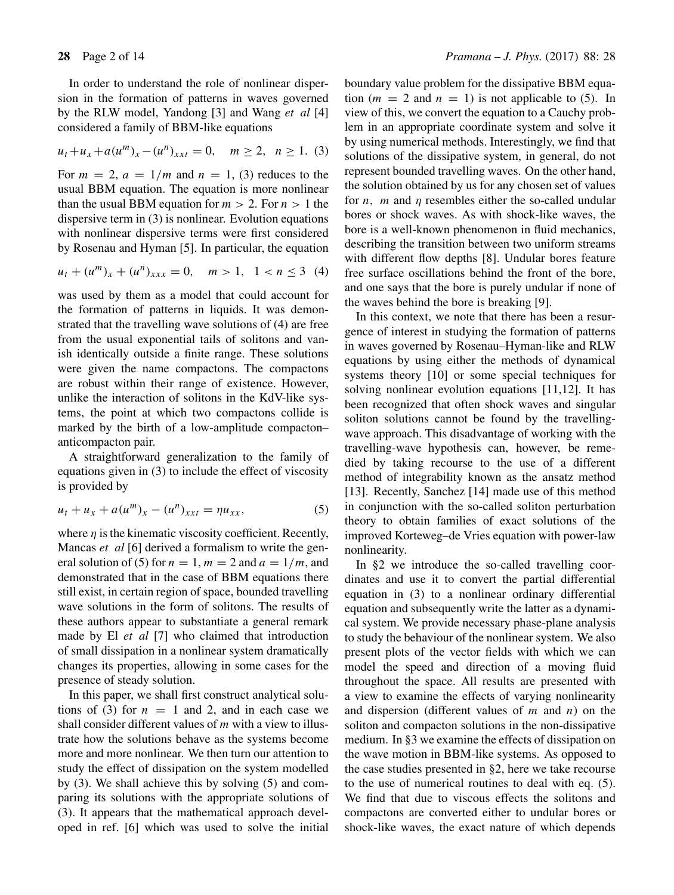In order to understand the role of nonlinear dispersion in the formation of patterns in waves governed by the RLW model, Yandong [3] and Wang *et al* [4] considered a family of BBM-like equations

$$u_t + u_x + a(u^m)_x - (u^n)_{xxt} = 0, \quad m \geq 2, \quad n \geq 1. \tag{3}$$

For $m = 2$, $a = 1/m$ and $n = 1$, (3) reduces to the usual BBM equation. The equation is more nonlinear than the usual BBM equation for $m > 2$. For $n > 1$ the dispersive term in (3) is nonlinear. Evolution equations with nonlinear dispersive terms were first considered by Rosenau and Hyman [5]. In particular, the equation

$$u_t + (u^m)_x + (u^n)_{xxx} = 0, \quad m > 1, \quad 1 < n \leq 3 \tag{4}$$

was used by them as a model that could account for the formation of patterns in liquids. It was demonstrated that the travelling wave solutions of (4) are free from the usual exponential tails of solitons and vanish identically outside a finite range. These solutions were given the name compactons. The compactons are robust within their range of existence. However, unlike the interaction of solitons in the KdV-like systems, the point at which two compactons collide is marked by the birth of a low-amplitude compacton–anticompacton pair.

A straightforward generalization to the family of equations given in (3) to include the effect of viscosity is provided by

$$u_t + u_x + a(u^m)_x - (u^n)_{xxt} = \eta u_{xx}, \tag{5}$$

where $\eta$ is the kinematic viscosity coefficient. Recently, Mancas *et al* [6] derived a formalism to write the general solution of (5) for $n = 1$, $m = 2$ and $a = 1/m$, and demonstrated that in the case of BBM equations there still exist, in certain region of space, bounded travelling wave solutions in the form of solitons. The results of these authors appear to substantiate a general remark made by El *et al* [7] who claimed that introduction of small dissipation in a nonlinear system dramatically changes its properties, allowing in some cases for the presence of steady solution.

In this paper, we shall first construct analytical solutions of (3) for $n = 1$ and 2, and in each case we shall consider different values of $m$ with a view to illustrate how the solutions behave as the systems become more and more nonlinear. We then turn our attention to study the effect of dissipation on the system modelled by (3). We shall achieve this by solving (5) and comparing its solutions with the appropriate solutions of (3). It appears that the mathematical approach developed in ref. [6] which was used to solve the initial boundary value problem for the dissipative BBM equation ($m = 2$ and $n = 1$) is not applicable to (5). In view of this, we convert the equation to a Cauchy problem in an appropriate coordinate system and solve it by using numerical methods. Interestingly, we find that solutions of the dissipative system, in general, do not represent bounded travelling waves. On the other hand, the solution obtained by us for any chosen set of values for $n$, $m$ and $\eta$ resembles either the so-called undular bores or shock waves. As with shock-like waves, the bore is a well-known phenomenon in fluid mechanics, describing the transition between two uniform streams with different flow depths [8]. Undular bores feature free surface oscillations behind the front of the bore, and one says that the bore is purely undular if none of the waves behind the bore is breaking [9].

In this context, we note that there has been a resurgence of interest in studying the formation of patterns in waves governed by Rosenau–Hyman-like and RLW equations by using either the methods of dynamical systems theory [10] or some special techniques for solving nonlinear evolution equations [11,12]. It has been recognized that often shock waves and singular soliton solutions cannot be found by the travelling-wave approach. This disadvantage of working with the travelling-wave hypothesis can, however, be remedied by taking recourse to the use of a different method of integrability known as the ansatz method [13]. Recently, Sanchez [14] made use of this method in conjunction with the so-called soliton perturbation theory to obtain families of exact solutions of the improved Korteweg–de Vries equation with power-law nonlinearity.

In §2 we introduce the so-called travelling coordinates and use it to convert the partial differential equation in (3) to a nonlinear ordinary differential equation and subsequently write the latter as a dynamical system. We provide necessary phase-plane analysis to study the behaviour of the nonlinear system. We also present plots of the vector fields with which we can model the speed and direction of a moving fluid throughout the space. All results are presented with a view to examine the effects of varying nonlinearity and dispersion (different values of $m$ and $n$) on the soliton and compacton solutions in the non-dissipative medium. In §3 we examine the effects of dissipation on the wave motion in BBM-like systems. As opposed to the case studies presented in §2, here we take recourse to the use of numerical routines to deal with eq. (5). We find that due to viscous effects the solitons and compactons are converted either to undular bores or shock-like waves, the exact nature of which depends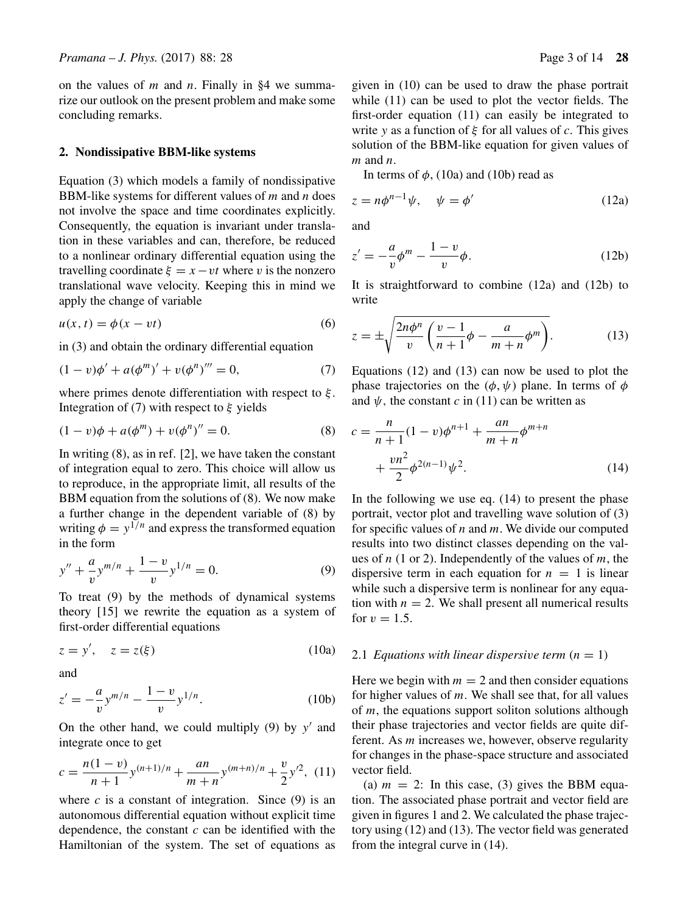on the values of $m$ and $n$. Finally in §4 we summarize our outlook on the present problem and make some concluding remarks.

## 2. Nondissipative BBM-like systems

Equation (3) which models a family of nondissipative BBM-like systems for different values of $m$ and $n$ does not involve the space and time coordinates explicitly. Consequently, the equation is invariant under translation in these variables and can, therefore, be reduced to a nonlinear ordinary differential equation using the travelling coordinate $\xi = x - vt$ where $v$ is the nonzero translational wave velocity. Keeping this in mind we apply the change of variable

$$u(x, t) = \phi(x - vt) \tag{6}$$

in (3) and obtain the ordinary differential equation

$$(1 - v)\phi' + a(\phi^m)' + v(\phi^n)''' = 0, \tag{7}$$

where primes denote differentiation with respect to $\xi$. Integration of (7) with respect to $\xi$ yields

$$(1 - v)\phi + a(\phi^m) + v(\phi^n)'' = 0. \tag{8}$$

In writing (8), as in ref. [2], we have taken the constant of integration equal to zero. This choice will allow us to reproduce, in the appropriate limit, all results of the BBM equation from the solutions of (8). We now make a further change in the dependent variable of (8) by writing $\phi = y^{1/n}$ and express the transformed equation in the form

$$y'' + \frac{a}{v}y^{m/n} + \frac{1-v}{v}y^{1/n} = 0. \tag{9}$$

To treat (9) by the methods of dynamical systems theory [15] we rewrite the equation as a system of first-order differential equations

$$z = y', \quad z = z(\xi) \tag{10a}$$

and

$$z' = -\frac{a}{v}y^{m/n} - \frac{1-v}{v}y^{1/n}. \tag{10b}$$

On the other hand, we could multiply (9) by $y'$ and integrate once to get

$$c = \frac{n(1-v)}{n+1}y^{(n+1)/n} + \frac{an}{m+n}y^{(m+n)/n} + \frac{v}{2}y'^2, \tag{11}$$

where $c$ is a constant of integration. Since (9) is an autonomous differential equation without explicit time dependence, the constant $c$ can be identified with the Hamiltonian of the system. The set of equations as given in (10) can be used to draw the phase portrait while (11) can be used to plot the vector fields. The first-order equation (11) can easily be integrated to write $y$ as a function of $\xi$ for all values of $c$. This gives solution of the BBM-like equation for given values of $m$ and $n$.

In terms of $\phi$, (10a) and (10b) read as

$$z = n\phi^{n-1}\psi, \quad \psi = \phi' \tag{12a}$$

and

$$z' = -\frac{a}{v}\phi^m - \frac{1-v}{v}\phi. \tag{12b}$$

It is straightforward to combine (12a) and (12b) to write

$$z = \pm\sqrt{\frac{2n\phi^n}{v}\left(\frac{v-1}{n+1}\phi - \frac{a}{m+n}\phi^m\right)}. \tag{13}$$

Equations (12) and (13) can now be used to plot the phase trajectories on the $(\phi, \psi)$ plane. In terms of $\phi$ and $\psi$, the constant $c$ in (11) can be written as

$$c = \frac{n}{n+1}(1-v)\phi^{n+1} + \frac{an}{m+n}\phi^{m+n} + \frac{vn^2}{2}\phi^{2(n-1)}\psi^2. \tag{14}$$

In the following we use eq. (14) to present the phase portrait, vector plot and travelling wave solution of (3) for specific values of $n$ and $m$. We divide our computed results into two distinct classes depending on the values of $n$ (1 or 2). Independently of the values of $m$, the dispersive term in each equation for $n = 1$ is linear while such a dispersive term is nonlinear for any equation with $n = 2$. We shall present all numerical results for $v = 1.5$.

### 2.1 *Equations with linear dispersive term* ($n = 1$)

Here we begin with $m = 2$ and then consider equations for higher values of $m$. We shall see that, for all values of $m$, the equations support soliton solutions although their phase trajectories and vector fields are quite different. As $m$ increases we, however, observe regularity for changes in the phase-space structure and associated vector field.

(a) $m = 2$: In this case, (3) gives the BBM equation. The associated phase portrait and vector field are given in figures 1 and 2. We calculated the phase trajectory using (12) and (13). The vector field was generated from the integral curve in (14).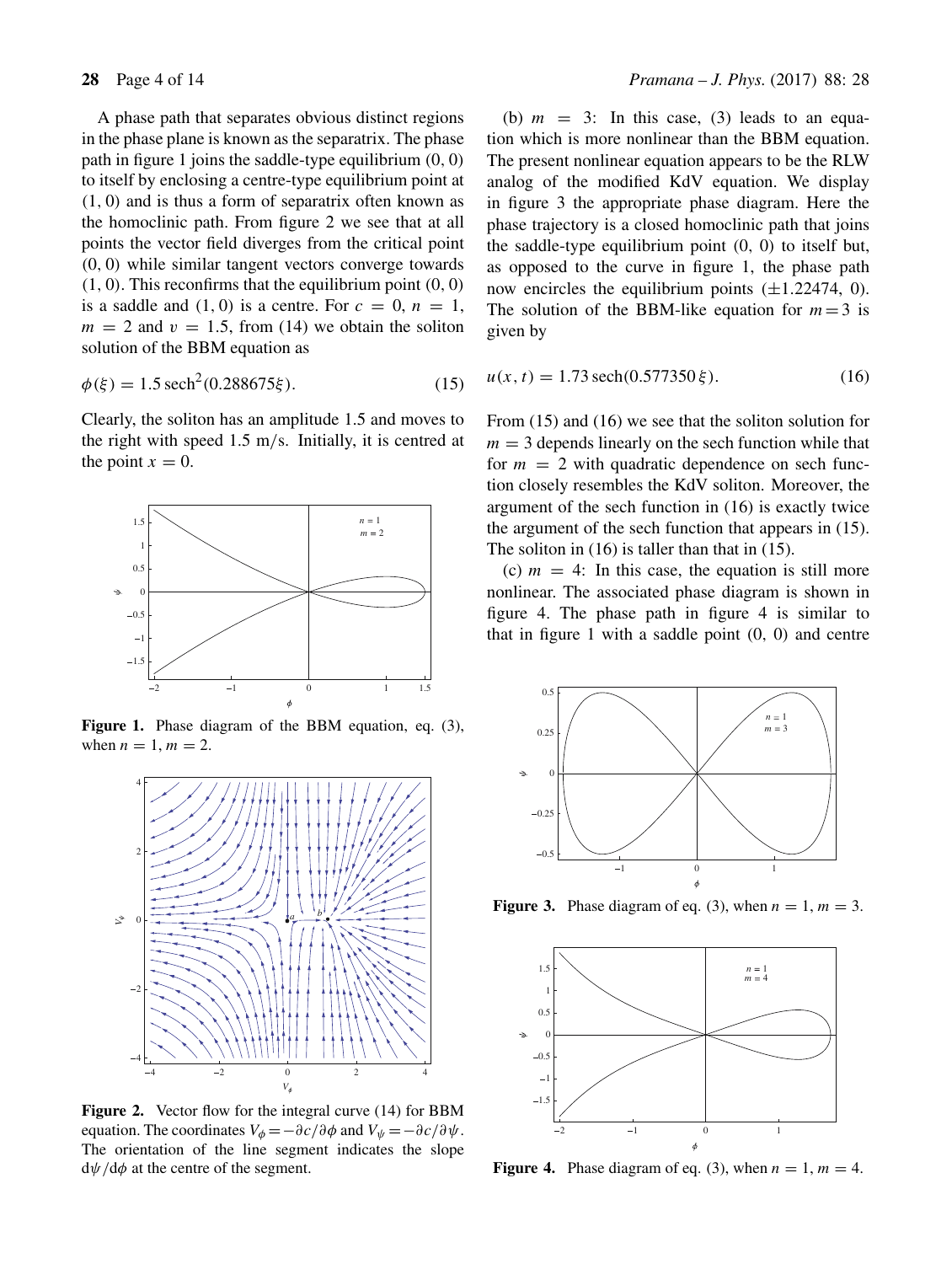A phase path that separates obvious distinct regions in the phase plane is known as the separatrix. The phase path in figure 1 joins the saddle-type equilibrium (0, 0) to itself by enclosing a centre-type equilibrium point at (1, 0) and is thus a form of separatrix often known as the homoclinic path. From figure 2 we see that at all points the vector field diverges from the critical point (0, 0) while similar tangent vectors converge towards (1, 0). This reconfirms that the equilibrium point (0, 0) is a saddle and (1, 0) is a centre. For $c = 0$, $n = 1$, $m = 2$ and $v = 1.5$, from (14) we obtain the soliton solution of the BBM equation as

$$\phi(\xi) = 1.5\,\mathrm{sech}^2(0.288675\xi). \tag{15}$$

Clearly, the soliton has an amplitude 1.5 and moves to the right with speed 1.5 m/s. Initially, it is centred at the point $x = 0$.

**Figure 1.** Phase diagram of the BBM equation, eq. (3), when $n = 1$, $m = 2$.

**Figure 2.** Vector flow for the integral curve (14) for BBM equation. The coordinates $V_\phi = -\partial c/\partial\phi$ and $V_\psi = -\partial c/\partial\psi$. The orientation of the line segment indicates the slope $\mathrm{d}\psi/\mathrm{d}\phi$ at the centre of the segment.

(b) $m = 3$: In this case, (3) leads to an equation which is more nonlinear than the BBM equation. The present nonlinear equation appears to be the RLW analog of the modified KdV equation. We display in figure 3 the appropriate phase diagram. Here the phase trajectory is a closed homoclinic path that joins the saddle-type equilibrium point (0, 0) to itself but, as opposed to the curve in figure 1, the phase path now encircles the equilibrium points ($\pm 1.22474$, 0). The solution of the BBM-like equation for $m = 3$ is given by

$$u(x, t) = 1.73\,\mathrm{sech}(0.577350\,\xi). \tag{16}$$

From (15) and (16) we see that the soliton solution for $m = 3$ depends linearly on the sech function while that for $m = 2$ with quadratic dependence on sech function closely resembles the KdV soliton. Moreover, the argument of the sech function in (16) is exactly twice the argument of the sech function that appears in (15). The soliton in (16) is taller than that in (15).

(c) $m = 4$: In this case, the equation is still more nonlinear. The associated phase diagram is shown in figure 4. The phase path in figure 4 is similar to that in figure 1 with a saddle point (0, 0) and centre

**Figure 3.** Phase diagram of eq. (3), when $n = 1$, $m = 3$.

**Figure 4.** Phase diagram of eq. (3), when $n = 1$, $m = 4$.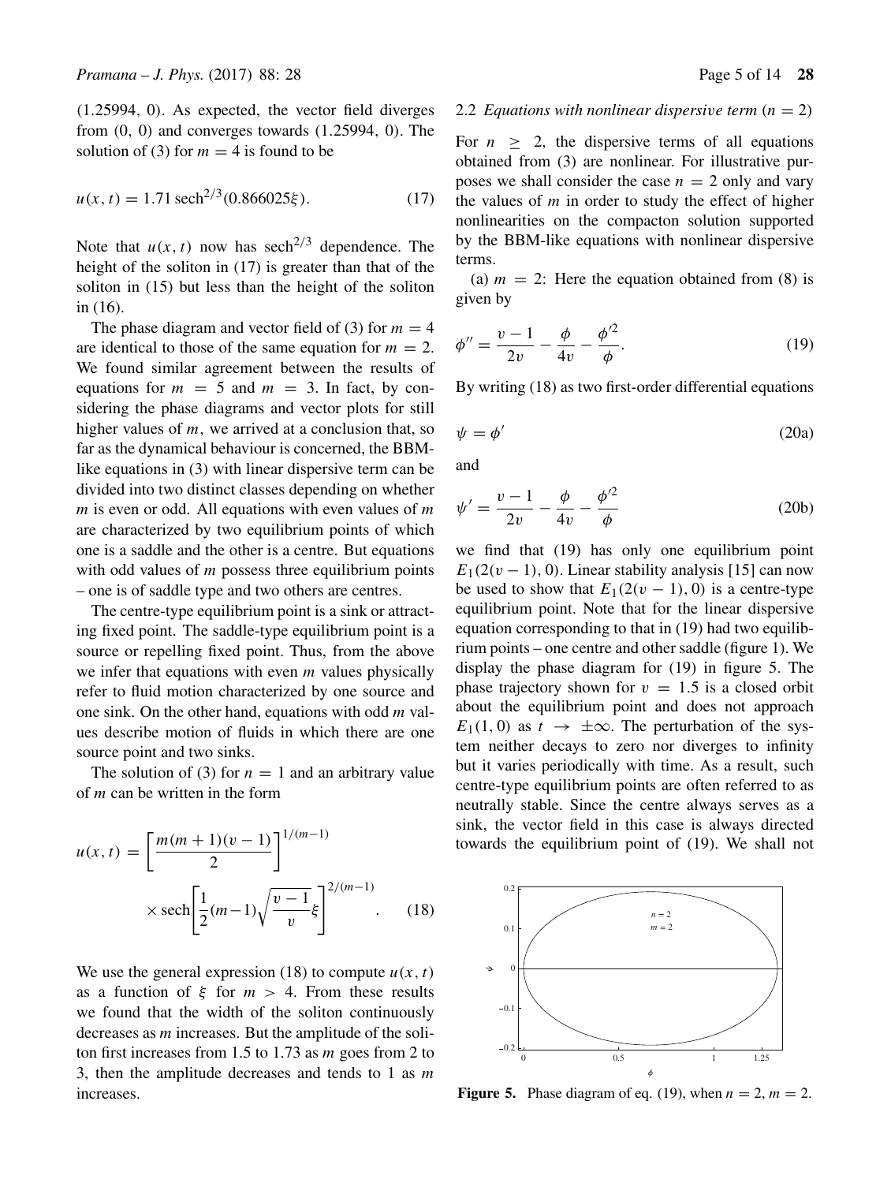(1.25994, 0). As expected, the vector field diverges from (0, 0) and converges towards (1.25994, 0). The solution of (3) for $m = 4$ is found to be

$$u(x,t) = 1.71\,\text{sech}^{2/3}(0.866025\xi). \tag{17}$$

Note that $u(x,t)$ now has $\text{sech}^{2/3}$ dependence. The height of the soliton in (17) is greater than that of the soliton in (15) but less than the height of the soliton in (16).

The phase diagram and vector field of (3) for $m = 4$ are identical to those of the same equation for $m = 2$. We found similar agreement between the results of equations for $m = 5$ and $m = 3$. In fact, by considering the phase diagrams and vector plots for still higher values of $m$, we arrived at a conclusion that, so far as the dynamical behaviour is concerned, the BBM-like equations in (3) with linear dispersive term can be divided into two distinct classes depending on whether $m$ is even or odd. All equations with even values of $m$ are characterized by two equilibrium points of which one is a saddle and the other is a centre. But equations with odd values of $m$ possess three equilibrium points – one is of saddle type and two others are centres.

The centre-type equilibrium point is a sink or attracting fixed point. The saddle-type equilibrium point is a source or repelling fixed point. Thus, from the above we infer that equations with even $m$ values physically refer to fluid motion characterized by one source and one sink. On the other hand, equations with odd $m$ values describe motion of fluids in which there are one source point and two sinks.

The solution of (3) for $n = 1$ and an arbitrary value of $m$ can be written in the form

$$u(x,t) = \left[\frac{m(m+1)(v-1)}{2}\right]^{1/(m-1)} \times \text{sech}\left[\frac{1}{2}(m-1)\sqrt{\frac{v-1}{v}}\xi\right]^{2/(m-1)}. \tag{18}$$

We use the general expression (18) to compute $u(x,t)$ as a function of $\xi$ for $m > 4$. From these results we found that the width of the soliton continuously decreases as $m$ increases. But the amplitude of the soliton first increases from 1.5 to 1.73 as $m$ goes from 2 to 3, then the amplitude decreases and tends to 1 as $m$ increases.

### 2.2 *Equations with nonlinear dispersive term* ($n = 2$)

For $n \geq 2$, the dispersive terms of all equations obtained from (3) are nonlinear. For illustrative purposes we shall consider the case $n = 2$ only and vary the values of $m$ in order to study the effect of higher nonlinearities on the compacton solution supported by the BBM-like equations with nonlinear dispersive terms.

(a) $m = 2$: Here the equation obtained from (8) is given by

$$\phi'' = \frac{v-1}{2v} - \frac{\phi}{4v} - \frac{\phi'^2}{\phi}. \tag{19}$$

By writing (18) as two first-order differential equations

$$\psi = \phi' \tag{20a}$$

and

$$\psi' = \frac{v-1}{2v} - \frac{\phi}{4v} - \frac{\phi'^2}{\phi} \tag{20b}$$

we find that (19) has only one equilibrium point $E_1(2(v-1), 0)$. Linear stability analysis [15] can now be used to show that $E_1(2(v-1), 0)$ is a centre-type equilibrium point. Note that for the linear dispersive equation corresponding to that in (19) had two equilibrium points – one centre and other saddle (figure 1). We display the phase diagram for (19) in figure 5. The phase trajectory shown for $v = 1.5$ is a closed orbit about the equilibrium point and does not approach $E_1(1, 0)$ as $t \to \pm\infty$. The perturbation of the system neither decays to zero nor diverges to infinity but it varies periodically with time. As a result, such centre-type equilibrium points are often referred to as neutrally stable. Since the centre always serves as a sink, the vector field in this case is always directed towards the equilibrium point of (19). We shall not

**Figure 5.** Phase diagram of eq. (19), when $n = 2$, $m = 2$.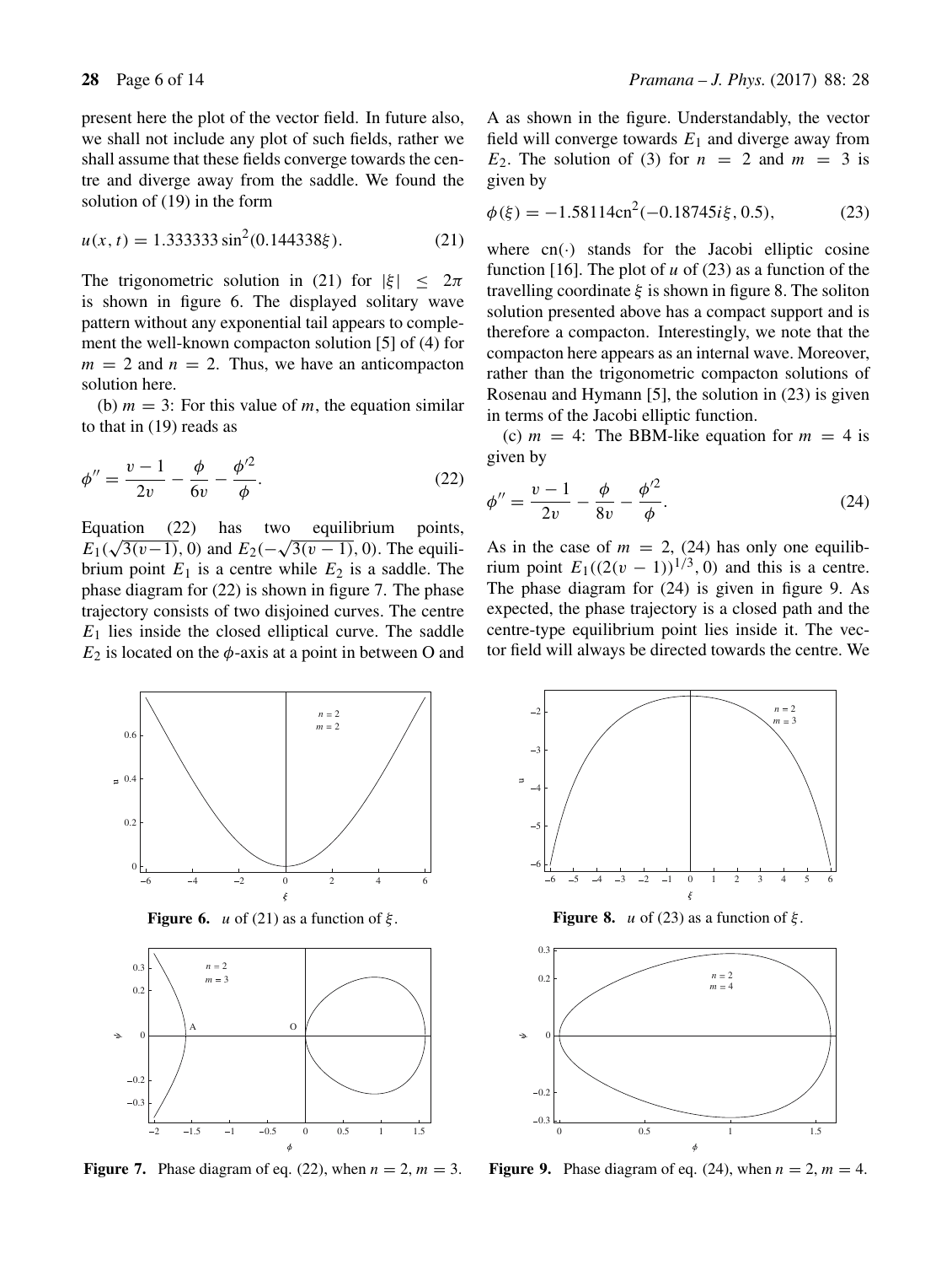present here the plot of the vector field. In future also, we shall not include any plot of such fields, rather we shall assume that these fields converge towards the centre and diverge away from the saddle. We found the solution of (19) in the form

$$u(x, t) = 1.333333 \sin^2(0.144338\xi). \tag{21}$$

The trigonometric solution in (21) for $|\xi| \leq 2\pi$ is shown in figure 6. The displayed solitary wave pattern without any exponential tail appears to complement the well-known compacton solution [5] of (4) for $m = 2$ and $n = 2$. Thus, we have an anticompacton solution here.

(b) $m = 3$: For this value of $m$, the equation similar to that in (19) reads as

$$\phi'' = \frac{v-1}{2v} - \frac{\phi}{6v} - \frac{\phi'^2}{\phi}. \tag{22}$$

Equation (22) has two equilibrium points, $E_1(\sqrt{3(v-1)}, 0)$ and $E_2(-\sqrt{3(v-1)}, 0)$. The equilibrium point $E_1$ is a centre while $E_2$ is a saddle. The phase diagram for (22) is shown in figure 7. The phase trajectory consists of two disjoined curves. The centre $E_1$ lies inside the closed elliptical curve. The saddle $E_2$ is located on the $\phi$-axis at a point in between O and A as shown in the figure. Understandably, the vector field will converge towards $E_1$ and diverge away from $E_2$. The solution of (3) for $n = 2$ and $m = 3$ is given by

$$\phi(\xi) = -1.58114\mathrm{cn}^2(-0.18745i\xi, 0.5), \tag{23}$$

where $\mathrm{cn}(\cdot)$ stands for the Jacobi elliptic cosine function [16]. The plot of $u$ of (23) as a function of the travelling coordinate $\xi$ is shown in figure 8. The soliton solution presented above has a compact support and is therefore a compacton. Interestingly, we note that the compacton here appears as an internal wave. Moreover, rather than the trigonometric compacton solutions of Rosenau and Hymann [5], the solution in (23) is given in terms of the Jacobi elliptic function.

(c) $m = 4$: The BBM-like equation for $m = 4$ is given by

$$\phi'' = \frac{v-1}{2v} - \frac{\phi}{8v} - \frac{\phi'^2}{\phi}. \tag{24}$$

As in the case of $m = 2$, (24) has only one equilibrium point $E_1((2(v-1))^{1/3}, 0)$ and this is a centre. The phase diagram for (24) is given in figure 9. As expected, the phase trajectory is a closed path and the centre-type equilibrium point lies inside it. The vector field will always be directed towards the centre. We

**Figure 6.** $u$ of (21) as a function of $\xi$.

**Figure 7.** Phase diagram of eq. (22), when $n = 2$, $m = 3$.

**Figure 8.** $u$ of (23) as a function of $\xi$.

**Figure 9.** Phase diagram of eq. (24), when $n = 2$, $m = 4$.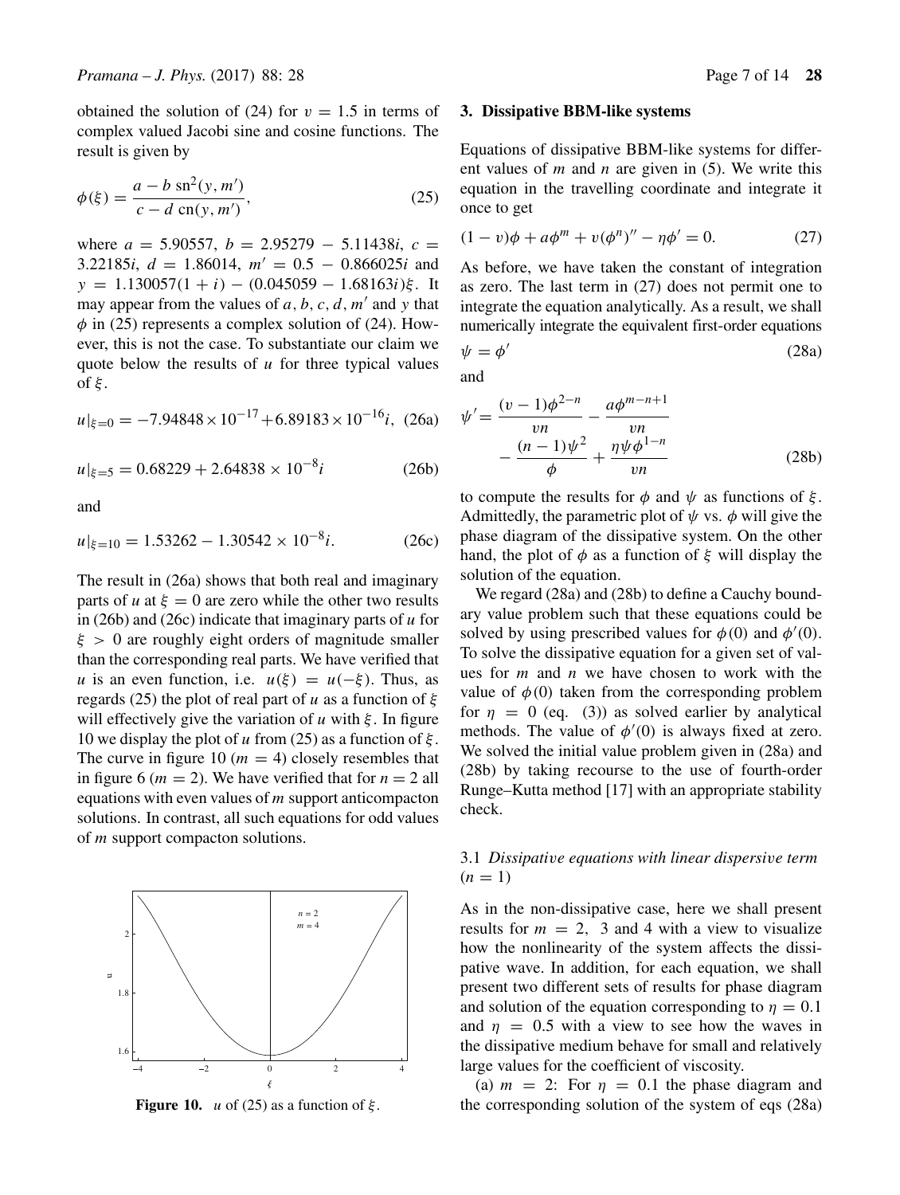obtained the solution of (24) for $v = 1.5$ in terms of complex valued Jacobi sine and cosine functions. The result is given by

$$\phi(\xi) = \frac{a - b\,\mathrm{sn}^2(y, m')}{c - d\,\mathrm{cn}(y, m')}, \tag{25}$$

where $a = 5.90557$, $b = 2.95279 - 5.11438i$, $c = 3.22185i$, $d = 1.86014$, $m' = 0.5 - 0.866025i$ and $y = 1.130057(1 + i) - (0.045059 - 1.68163i)\xi$. It may appear from the values of $a, b, c, d, m'$ and $y$ that $\phi$ in (25) represents a complex solution of (24). However, this is not the case. To substantiate our claim we quote below the results of $u$ for three typical values of $\xi$.

$$u|_{\xi=0} = -7.94848 \times 10^{-17} + 6.89183 \times 10^{-16} i, \tag{26a}$$

$$u|_{\xi=5} = 0.68229 + 2.64838 \times 10^{-8} i \tag{26b}$$

and

$$u|_{\xi=10} = 1.53262 - 1.30542 \times 10^{-8} i. \tag{26c}$$

The result in (26a) shows that both real and imaginary parts of $u$ at $\xi = 0$ are zero while the other two results in (26b) and (26c) indicate that imaginary parts of $u$ for $\xi > 0$ are roughly eight orders of magnitude smaller than the corresponding real parts. We have verified that $u$ is an even function, i.e. $u(\xi) = u(-\xi)$. Thus, as regards (25) the plot of real part of $u$ as a function of $\xi$ will effectively give the variation of $u$ with $\xi$. In figure 10 we display the plot of $u$ from (25) as a function of $\xi$. The curve in figure 10 ($m = 4$) closely resembles that in figure 6 ($m = 2$). We have verified that for $n = 2$ all equations with even values of $m$ support anticompacton solutions. In contrast, all such equations for odd values of $m$ support compacton solutions.

**Figure 10.** $u$ of (25) as a function of $\xi$.

## 3. Dissipative BBM-like systems

Equations of dissipative BBM-like systems for different values of $m$ and $n$ are given in (5). We write this equation in the travelling coordinate and integrate it once to get

$$(1 - v)\phi + a\phi^m + v(\phi^n)'' - \eta\phi' = 0. \tag{27}$$

As before, we have taken the constant of integration as zero. The last term in (27) does not permit one to integrate the equation analytically. As a result, we shall numerically integrate the equivalent first-order equations

$$\psi = \phi' \tag{28a}$$

and

$$\psi' = \frac{(v-1)\phi^{2-n}}{vn} - \frac{a\phi^{m-n+1}}{vn} - \frac{(n-1)\psi^2}{\phi} + \frac{\eta\psi\phi^{1-n}}{vn} \tag{28b}$$

to compute the results for $\phi$ and $\psi$ as functions of $\xi$. Admittedly, the parametric plot of $\psi$ vs. $\phi$ will give the phase diagram of the dissipative system. On the other hand, the plot of $\phi$ as a function of $\xi$ will display the solution of the equation.

We regard (28a) and (28b) to define a Cauchy boundary value problem such that these equations could be solved by using prescribed values for $\phi(0)$ and $\phi'(0)$. To solve the dissipative equation for a given set of values for $m$ and $n$ we have chosen to work with the value of $\phi(0)$ taken from the corresponding problem for $\eta = 0$ (eq. (3)) as solved earlier by analytical methods. The value of $\phi'(0)$ is always fixed at zero. We solved the initial value problem given in (28a) and (28b) by taking recourse to the use of fourth-order Runge–Kutta method [17] with an appropriate stability check.

### 3.1 *Dissipative equations with linear dispersive term* ($n = 1$)

As in the non-dissipative case, here we shall present results for $m = 2$, 3 and 4 with a view to visualize how the nonlinearity of the system affects the dissipative wave. In addition, for each equation, we shall present two different sets of results for phase diagram and solution of the equation corresponding to $\eta = 0.1$ and $\eta = 0.5$ with a view to see how the waves in the dissipative medium behave for small and relatively large values for the coefficient of viscosity.

(a) $m = 2$: For $\eta = 0.1$ the phase diagram and the corresponding solution of the system of eqs (28a)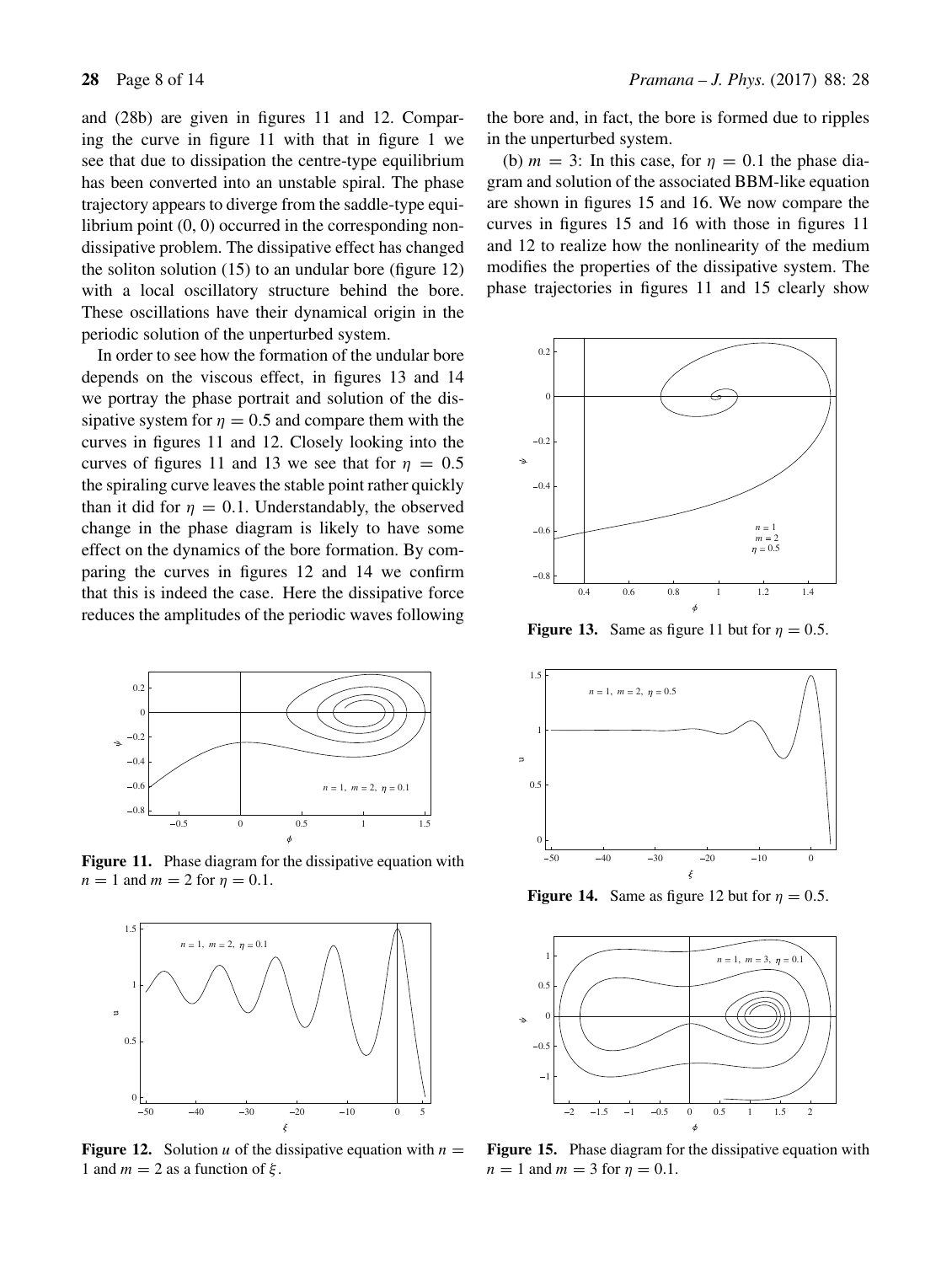and (28b) are given in figures 11 and 12. Comparing the curve in figure 11 with that in figure 1 we see that due to dissipation the centre-type equilibrium has been converted into an unstable spiral. The phase trajectory appears to diverge from the saddle-type equilibrium point (0, 0) occurred in the corresponding non-dissipative problem. The dissipative effect has changed the soliton solution (15) to an undular bore (figure 12) with a local oscillatory structure behind the bore. These oscillations have their dynamical origin in the periodic solution of the unperturbed system.

In order to see how the formation of the undular bore depends on the viscous effect, in figures 13 and 14 we portray the phase portrait and solution of the dissipative system for $\eta = 0.5$ and compare them with the curves in figures 11 and 12. Closely looking into the curves of figures 11 and 13 we see that for $\eta = 0.5$ the spiraling curve leaves the stable point rather quickly than it did for $\eta = 0.1$. Understandably, the observed change in the phase diagram is likely to have some effect on the dynamics of the bore formation. By comparing the curves in figures 12 and 14 we confirm that this is indeed the case. Here the dissipative force reduces the amplitudes of the periodic waves following the bore and, in fact, the bore is formed due to ripples in the unperturbed system.

**Figure 11.** Phase diagram for the dissipative equation with $n = 1$ and $m = 2$ for $\eta = 0.1$.

**Figure 12.** Solution $u$ of the dissipative equation with $n = 1$ and $m = 2$ as a function of $\xi$.

(b) $m = 3$: In this case, for $\eta = 0.1$ the phase diagram and solution of the associated BBM-like equation are shown in figures 15 and 16. We now compare the curves in figures 15 and 16 with those in figures 11 and 12 to realize how the nonlinearity of the medium modifies the properties of the dissipative system. The phase trajectories in figures 11 and 15 clearly show

**Figure 13.** Same as figure 11 but for $\eta = 0.5$.

**Figure 14.** Same as figure 12 but for $\eta = 0.5$.

**Figure 15.** Phase diagram for the dissipative equation with $n = 1$ and $m = 3$ for $\eta = 0.1$.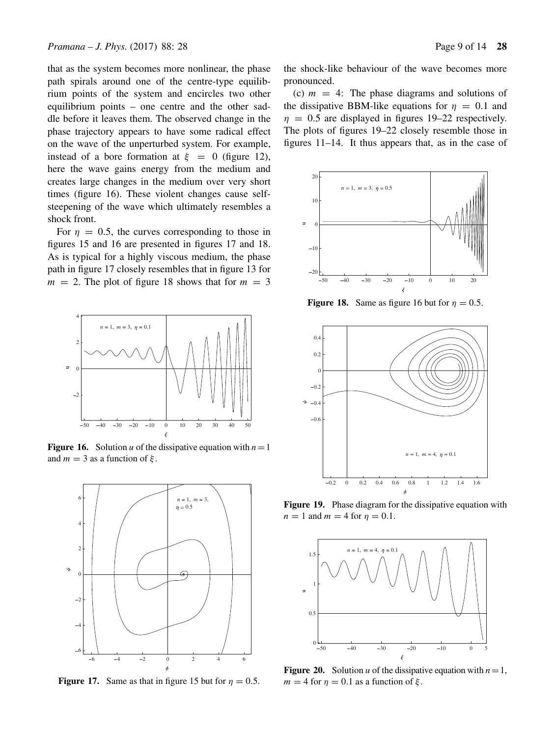that as the system becomes more nonlinear, the phase path spirals around one of the centre-type equilibrium points of the system and encircles two other equilibrium points – one centre and the other saddle before it leaves them. The observed change in the phase trajectory appears to have some radical effect on the wave of the unperturbed system. For example, instead of a bore formation at $\xi = 0$ (figure 12), here the wave gains energy from the medium and creates large changes in the medium over very short times (figure 16). These violent changes cause self-steepening of the wave which ultimately resembles a shock front.

For $\eta = 0.5$, the curves corresponding to those in figures 15 and 16 are presented in figures 17 and 18. As is typical for a highly viscous medium, the phase path in figure 17 closely resembles that in figure 13 for $m = 2$. The plot of figure 18 shows that for $m = 3$ the shock-like behaviour of the wave becomes more pronounced.

(c) $m = 4$: The phase diagrams and solutions of the dissipative BBM-like equations for $\eta = 0.1$ and $\eta = 0.5$ are displayed in figures 19–22 respectively. The plots of figures 19–22 closely resemble those in figures 11–14. It thus appears that, as in the case of

**Figure 16.** Solution $u$ of the dissipative equation with $n = 1$ and $m = 3$ as a function of $\xi$.

**Figure 17.** Same as that in figure 15 but for $\eta = 0.5$.

**Figure 18.** Same as figure 16 but for $\eta = 0.5$.

**Figure 19.** Phase diagram for the dissipative equation with $n = 1$ and $m = 4$ for $\eta = 0.1$.

**Figure 20.** Solution $u$ of the dissipative equation with $n = 1$, $m = 4$ for $\eta = 0.1$ as a function of $\xi$.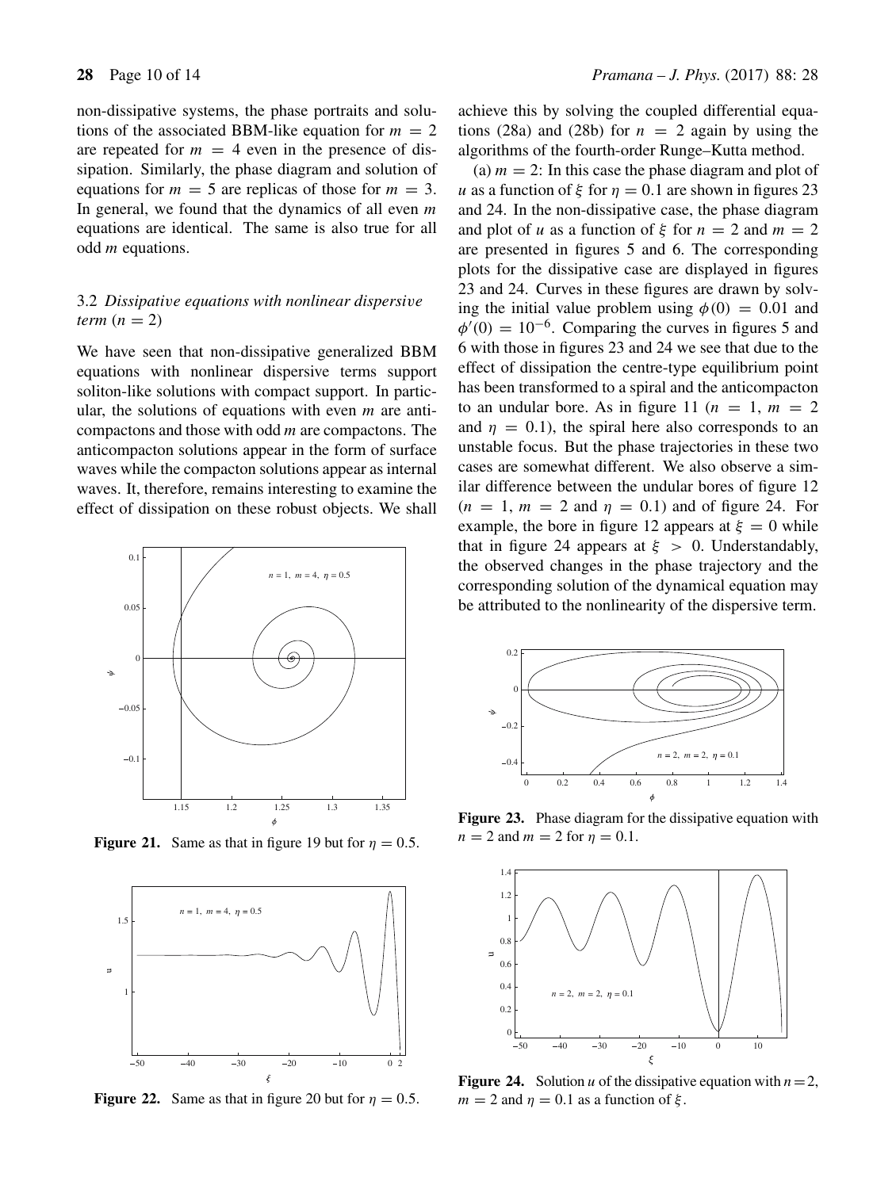non-dissipative systems, the phase portraits and solutions of the associated BBM-like equation for $m = 2$ are repeated for $m = 4$ even in the presence of dissipation. Similarly, the phase diagram and solution of equations for $m = 5$ are replicas of those for $m = 3$. In general, we found that the dynamics of all even $m$ equations are identical. The same is also true for all odd $m$ equations.

### 3.2 *Dissipative equations with nonlinear dispersive term* ($n = 2$)

We have seen that non-dissipative generalized BBM equations with nonlinear dispersive terms support soliton-like solutions with compact support. In particular, the solutions of equations with even $m$ are anticompactons and those with odd $m$ are compactons. The anticompacton solutions appear in the form of surface waves while the compacton solutions appear as internal waves. It, therefore, remains interesting to examine the effect of dissipation on these robust objects. We shall achieve this by solving the coupled differential equations (28a) and (28b) for $n = 2$ again by using the algorithms of the fourth-order Runge–Kutta method.

**Figure 21.** Same as that in figure 19 but for $\eta = 0.5$.

**Figure 22.** Same as that in figure 20 but for $\eta = 0.5$.

(a) $m = 2$: In this case the phase diagram and plot of $u$ as a function of $\xi$ for $\eta = 0.1$ are shown in figures 23 and 24. In the non-dissipative case, the phase diagram and plot of $u$ as a function of $\xi$ for $n = 2$ and $m = 2$ are presented in figures 5 and 6. The corresponding plots for the dissipative case are displayed in figures 23 and 24. Curves in these figures are drawn by solving the initial value problem using $\phi(0) = 0.01$ and $\phi'(0) = 10^{-6}$. Comparing the curves in figures 5 and 6 with those in figures 23 and 24 we see that due to the effect of dissipation the centre-type equilibrium point has been transformed to a spiral and the anticompacton to an undular bore. As in figure 11 ($n = 1$, $m = 2$ and $\eta = 0.1$), the spiral here also corresponds to an unstable focus. But the phase trajectories in these two cases are somewhat different. We also observe a similar difference between the undular bores of figure 12 ($n = 1$, $m = 2$ and $\eta = 0.1$) and of figure 24. For example, the bore in figure 12 appears at $\xi = 0$ while that in figure 24 appears at $\xi > 0$. Understandably, the observed changes in the phase trajectory and the corresponding solution of the dynamical equation may be attributed to the nonlinearity of the dispersive term.

**Figure 23.** Phase diagram for the dissipative equation with $n = 2$ and $m = 2$ for $\eta = 0.1$.

**Figure 24.** Solution $u$ of the dissipative equation with $n = 2$, $m = 2$ and $\eta = 0.1$ as a function of $\xi$.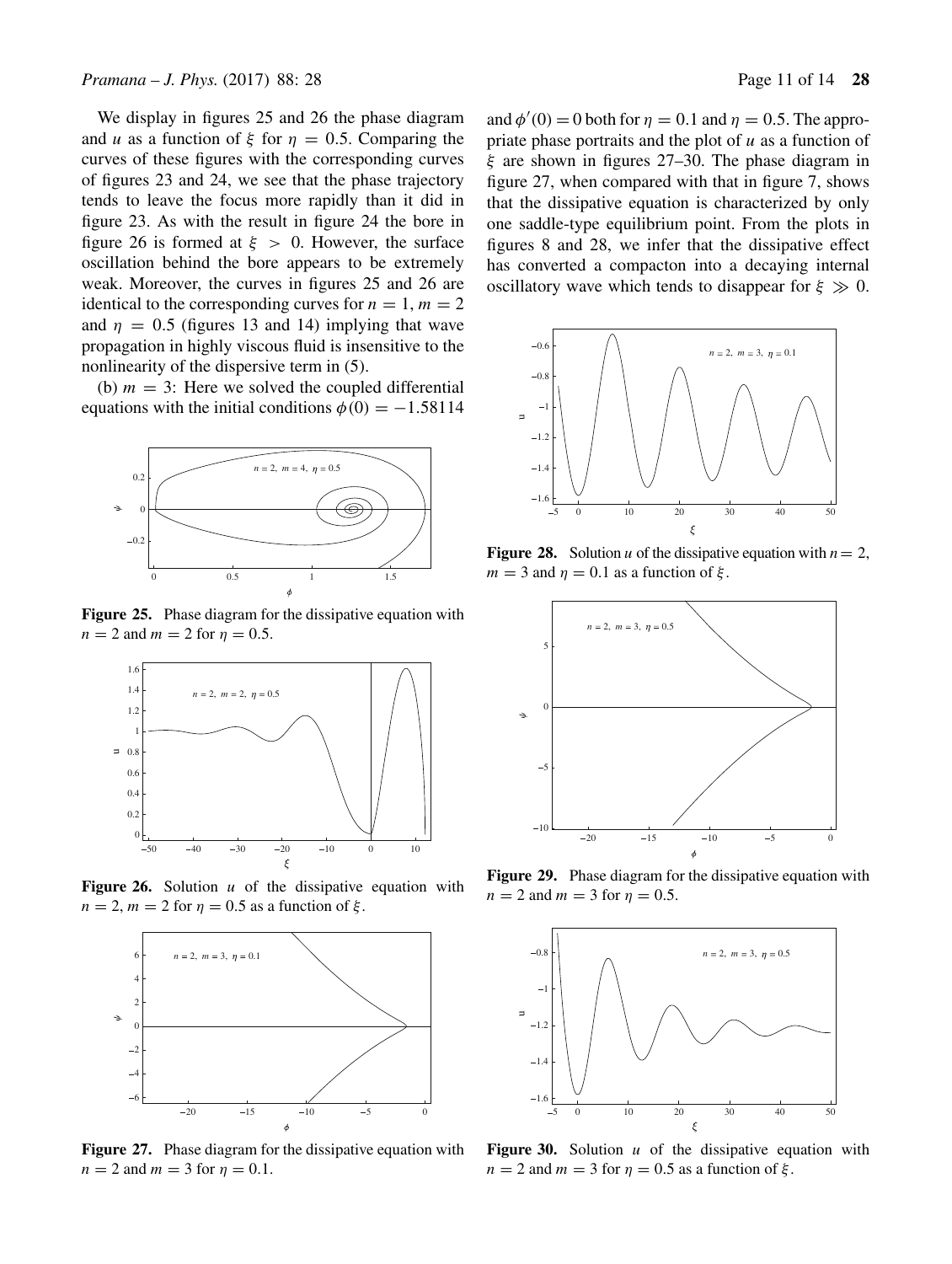We display in figures 25 and 26 the phase diagram and $u$ as a function of $\xi$ for $\eta = 0.5$. Comparing the curves of these figures with the corresponding curves of figures 23 and 24, we see that the phase trajectory tends to leave the focus more rapidly than it did in figure 23. As with the result in figure 24 the bore in figure 26 is formed at $\xi > 0$. However, the surface oscillation behind the bore appears to be extremely weak. Moreover, the curves in figures 25 and 26 are identical to the corresponding curves for $n = 1$, $m = 2$ and $\eta = 0.5$ (figures 13 and 14) implying that wave propagation in highly viscous fluid is insensitive to the nonlinearity of the dispersive term in (5).

(b) $m = 3$: Here we solved the coupled differential equations with the initial conditions $\phi(0) = -1.58114$ and $\phi'(0) = 0$ both for $\eta = 0.1$ and $\eta = 0.5$. The appropriate phase portraits and the plot of $u$ as a function of $\xi$ are shown in figures 27–30. The phase diagram in figure 27, when compared with that in figure 7, shows that the dissipative equation is characterized by only one saddle-type equilibrium point. From the plots in figures 8 and 28, we infer that the dissipative effect has converted a compacton into a decaying internal oscillatory wave which tends to disappear for $\xi \gg 0$.

**Figure 25.** Phase diagram for the dissipative equation with $n = 2$ and $m = 2$ for $\eta = 0.5$.

**Figure 26.** Solution $u$ of the dissipative equation with $n = 2$, $m = 2$ for $\eta = 0.5$ as a function of $\xi$.

**Figure 27.** Phase diagram for the dissipative equation with $n = 2$ and $m = 3$ for $\eta = 0.1$.

**Figure 28.** Solution $u$ of the dissipative equation with $n = 2$, $m = 3$ and $\eta = 0.1$ as a function of $\xi$.

**Figure 29.** Phase diagram for the dissipative equation with $n = 2$ and $m = 3$ for $\eta = 0.5$.

**Figure 30.** Solution $u$ of the dissipative equation with $n = 2$ and $m = 3$ for $\eta = 0.5$ as a function of $\xi$.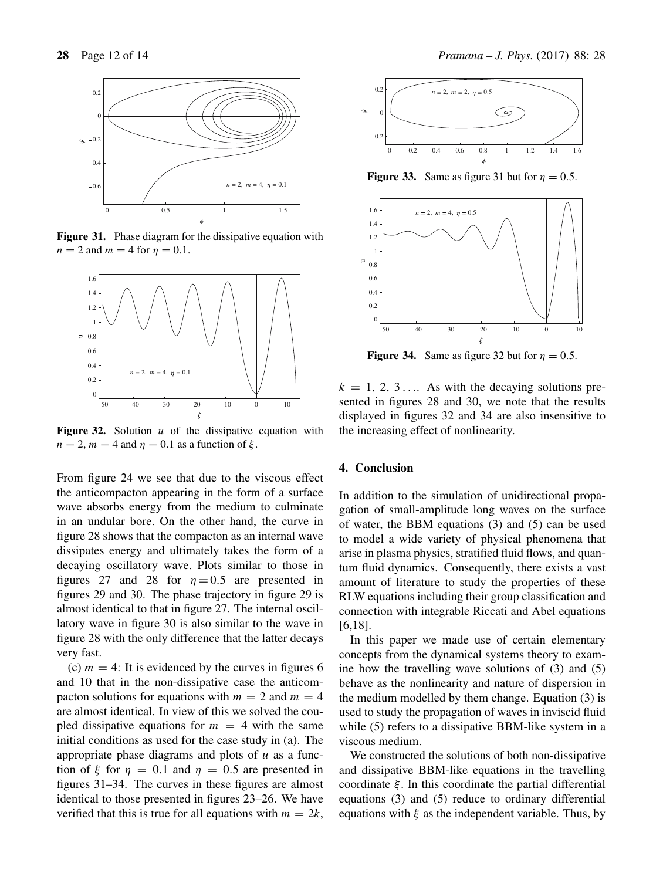**Figure 31.** Phase diagram for the dissipative equation with $n = 2$ and $m = 4$ for $\eta = 0.1$.

**Figure 32.** Solution $u$ of the dissipative equation with $n = 2$, $m = 4$ and $\eta = 0.1$ as a function of $\xi$.

From figure 24 we see that due to the viscous effect the anticompacton appearing in the form of a surface wave absorbs energy from the medium to culminate in an undular bore. On the other hand, the curve in figure 28 shows that the compacton as an internal wave dissipates energy and ultimately takes the form of a decaying oscillatory wave. Plots similar to those in figures 27 and 28 for $\eta = 0.5$ are presented in figures 29 and 30. The phase trajectory in figure 29 is almost identical to that in figure 27. The internal oscillatory wave in figure 30 is also similar to the wave in figure 28 with the only difference that the latter decays very fast.

(c) $m = 4$: It is evidenced by the curves in figures 6 and 10 that in the non-dissipative case the anticompacton solutions for equations with $m = 2$ and $m = 4$ are almost identical. In view of this we solved the coupled dissipative equations for $m = 4$ with the same initial conditions as used for the case study in (a). The appropriate phase diagrams and plots of $u$ as a function of $\xi$ for $\eta = 0.1$ and $\eta = 0.5$ are presented in figures 31–34. The curves in these figures are almost identical to those presented in figures 23–26. We have verified that this is true for all equations with $m = 2k$,

**Figure 33.** Same as figure 31 but for $\eta = 0.5$.

**Figure 34.** Same as figure 32 but for $\eta = 0.5$.

$k = 1, 2, 3 \ldots$. As with the decaying solutions presented in figures 28 and 30, we note that the results displayed in figures 32 and 34 are also insensitive to the increasing effect of nonlinearity.

## 4. Conclusion

In addition to the simulation of unidirectional propagation of small-amplitude long waves on the surface of water, the BBM equations (3) and (5) can be used to model a wide variety of physical phenomena that arise in plasma physics, stratified fluid flows, and quantum fluid dynamics. Consequently, there exists a vast amount of literature to study the properties of these RLW equations including their group classification and connection with integrable Riccati and Abel equations [6,18].

In this paper we made use of certain elementary concepts from the dynamical systems theory to examine how the travelling wave solutions of (3) and (5) behave as the nonlinearity and nature of dispersion in the medium modelled by them change. Equation (3) is used to study the propagation of waves in inviscid fluid while (5) refers to a dissipative BBM-like system in a viscous medium.

We constructed the solutions of both non-dissipative and dissipative BBM-like equations in the travelling coordinate $\xi$. In this coordinate the partial differential equations (3) and (5) reduce to ordinary differential equations with $\xi$ as the independent variable. Thus, by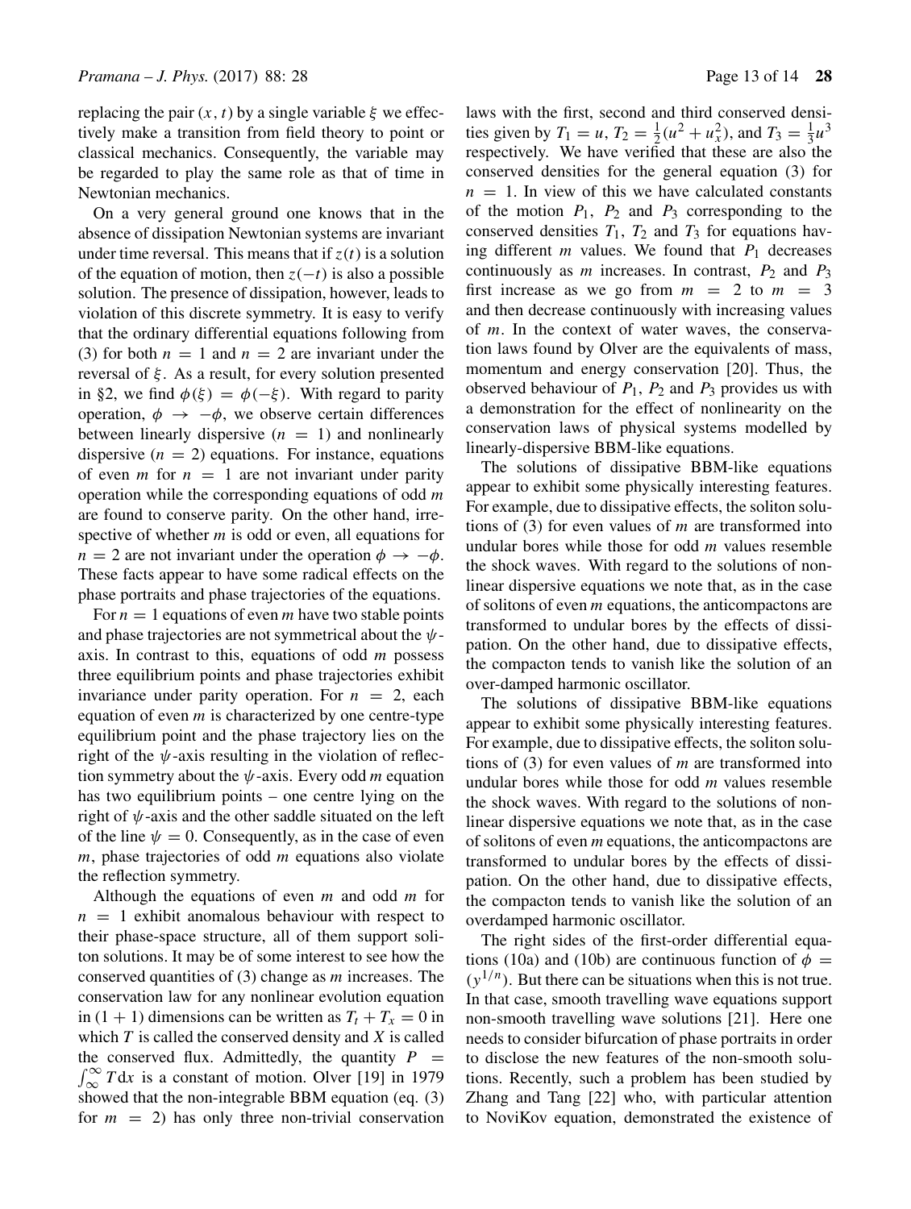replacing the pair $(x, t)$ by a single variable $\xi$ we effectively make a transition from field theory to point or classical mechanics. Consequently, the variable may be regarded to play the same role as that of time in Newtonian mechanics.

On a very general ground one knows that in the absence of dissipation Newtonian systems are invariant under time reversal. This means that if $z(t)$ is a solution of the equation of motion, then $z(-t)$ is also a possible solution. The presence of dissipation, however, leads to violation of this discrete symmetry. It is easy to verify that the ordinary differential equations following from (3) for both $n = 1$ and $n = 2$ are invariant under the reversal of $\xi$. As a result, for every solution presented in §2, we find $\phi(\xi) = \phi(-\xi)$. With regard to parity operation, $\phi \rightarrow -\phi$, we observe certain differences between linearly dispersive ($n = 1$) and nonlinearly dispersive ($n = 2$) equations. For instance, equations of even $m$ for $n = 1$ are not invariant under parity operation while the corresponding equations of odd $m$ are found to conserve parity. On the other hand, irrespective of whether $m$ is odd or even, all equations for $n = 2$ are not invariant under the operation $\phi \rightarrow -\phi$. These facts appear to have some radical effects on the phase portraits and phase trajectories of the equations.

For $n = 1$ equations of even $m$ have two stable points and phase trajectories are not symmetrical about the $\psi$-axis. In contrast to this, equations of odd $m$ possess three equilibrium points and phase trajectories exhibit invariance under parity operation. For $n = 2$, each equation of even $m$ is characterized by one centre-type equilibrium point and the phase trajectory lies on the right of the $\psi$-axis resulting in the violation of reflection symmetry about the $\psi$-axis. Every odd $m$ equation has two equilibrium points – one centre lying on the right of $\psi$-axis and the other saddle situated on the left of the line $\psi = 0$. Consequently, as in the case of even $m$, phase trajectories of odd $m$ equations also violate the reflection symmetry.

Although the equations of even $m$ and odd $m$ for $n = 1$ exhibit anomalous behaviour with respect to their phase-space structure, all of them support soliton solutions. It may be of some interest to see how the conserved quantities of (3) change as $m$ increases. The conservation law for any nonlinear evolution equation in $(1 + 1)$ dimensions can be written as $T_t + T_x = 0$ in which $T$ is called the conserved density and $X$ is called the conserved flux. Admittedly, the quantity $P = \int_{\infty}^{\infty} T\,\mathrm{d}x$ is a constant of motion. Olver [19] in 1979 showed that the non-integrable BBM equation (eq. (3) for $m = 2$) has only three non-trivial conservation laws with the first, second and third conserved densities given by $T_1 = u$, $T_2 = \frac{1}{2}(u^2 + u_x^2)$, and $T_3 = \frac{1}{3}u^3$ respectively. We have verified that these are also the conserved densities for the general equation (3) for $n = 1$. In view of this we have calculated constants of the motion $P_1$, $P_2$ and $P_3$ corresponding to the conserved densities $T_1$, $T_2$ and $T_3$ for equations having different $m$ values. We found that $P_1$ decreases continuously as $m$ increases. In contrast, $P_2$ and $P_3$ first increase as we go from $m = 2$ to $m = 3$ and then decrease continuously with increasing values of $m$. In the context of water waves, the conservation laws found by Olver are the equivalents of mass, momentum and energy conservation [20]. Thus, the observed behaviour of $P_1$, $P_2$ and $P_3$ provides us with a demonstration for the effect of nonlinearity on the conservation laws of physical systems modelled by linearly-dispersive BBM-like equations.

The solutions of dissipative BBM-like equations appear to exhibit some physically interesting features. For example, due to dissipative effects, the soliton solutions of (3) for even values of $m$ are transformed into undular bores while those for odd $m$ values resemble the shock waves. With regard to the solutions of nonlinear dispersive equations we note that, as in the case of solitons of even $m$ equations, the anticompactons are transformed to undular bores by the effects of dissipation. On the other hand, due to dissipative effects, the compacton tends to vanish like the solution of an over-damped harmonic oscillator.

The solutions of dissipative BBM-like equations appear to exhibit some physically interesting features. For example, due to dissipative effects, the soliton solutions of (3) for even values of $m$ are transformed into undular bores while those for odd $m$ values resemble the shock waves. With regard to the solutions of nonlinear dispersive equations we note that, as in the case of solitons of even $m$ equations, the anticompactons are transformed to undular bores by the effects of dissipation. On the other hand, due to dissipative effects, the compacton tends to vanish like the solution of an overdamped harmonic oscillator.

The right sides of the first-order differential equations (10a) and (10b) are continuous function of $\phi = (y^{1/n})$. But there can be situations when this is not true. In that case, smooth travelling wave equations support non-smooth travelling wave solutions [21]. Here one needs to consider bifurcation of phase portraits in order to disclose the new features of the non-smooth solutions. Recently, such a problem has been studied by Zhang and Tang [22] who, with particular attention to NoviKov equation, demonstrated the existence of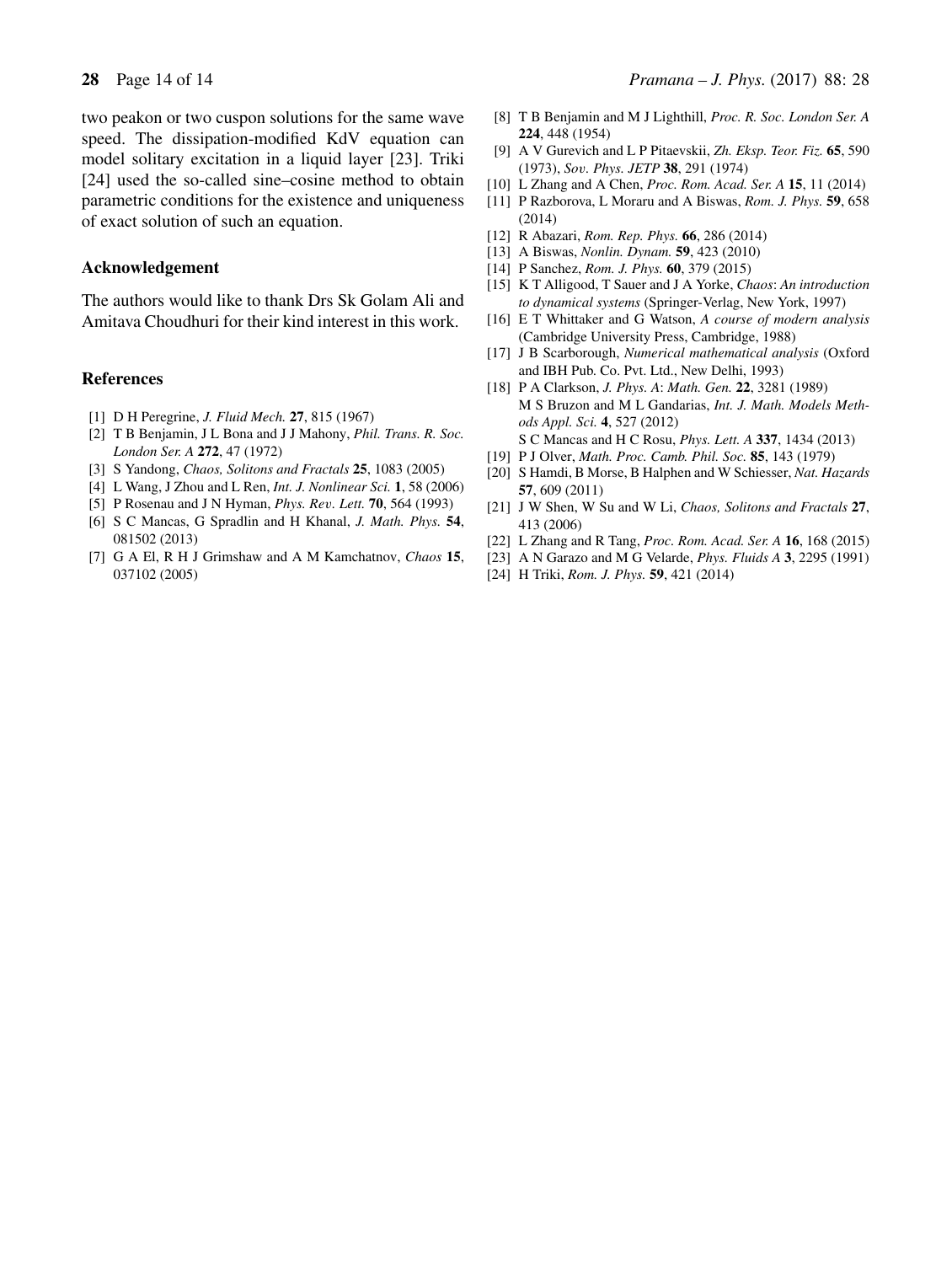two peakon or two cuspon solutions for the same wave speed. The dissipation-modified KdV equation can model solitary excitation in a liquid layer [23]. Triki [24] used the so-called sine–cosine method to obtain parametric conditions for the existence and uniqueness of exact solution of such an equation.

## Acknowledgement

The authors would like to thank Drs Sk Golam Ali and Amitava Choudhuri for their kind interest in this work.

## References

[1] D H Peregrine, *J. Fluid Mech.* **27**, 815 (1967)

[2] T B Benjamin, J L Bona and J J Mahony, *Phil. Trans. R. Soc. London Ser. A* **272**, 47 (1972)

[3] S Yandong, *Chaos, Solitons and Fractals* **25**, 1083 (2005)

[4] L Wang, J Zhou and L Ren, *Int. J. Nonlinear Sci.* **1**, 58 (2006)

[5] P Rosenau and J N Hyman, *Phys. Rev. Lett.* **70**, 564 (1993)

[6] S C Mancas, G Spradlin and H Khanal, *J. Math. Phys.* **54**, 081502 (2013)

[7] G A El, R H J Grimshaw and A M Kamchatnov, *Chaos* **15**, 037102 (2005)

[8] T B Benjamin and M J Lighthill, *Proc. R. Soc. London Ser. A* **224**, 448 (1954)

[9] A V Gurevich and L P Pitaevskii, *Zh. Eksp. Teor. Fiz.* **65**, 590 (1973), *Sov. Phys. JETP* **38**, 291 (1974)

[10] L Zhang and A Chen, *Proc. Rom. Acad. Ser. A* **15**, 11 (2014)

[11] P Razborova, L Moraru and A Biswas, *Rom. J. Phys.* **59**, 658 (2014)

[12] R Abazari, *Rom. Rep. Phys.* **66**, 286 (2014)

[13] A Biswas, *Nonlin. Dynam.* **59**, 423 (2010)

[14] P Sanchez, *Rom. J. Phys.* **60**, 379 (2015)

[15] K T Alligood, T Sauer and J A Yorke, *Chaos: An introduction to dynamical systems* (Springer-Verlag, New York, 1997)

[16] E T Whittaker and G Watson, *A course of modern analysis* (Cambridge University Press, Cambridge, 1988)

[17] J B Scarborough, *Numerical mathematical analysis* (Oxford and IBH Pub. Co. Pvt. Ltd., New Delhi, 1993)

[18] P A Clarkson, *J. Phys. A: Math. Gen.* **22**, 3281 (1989)
M S Bruzon and M L Gandarias, *Int. J. Math. Models Methods Appl. Sci.* **4**, 527 (2012)
S C Mancas and H C Rosu, *Phys. Lett. A* **337**, 1434 (2013)

[19] P J Olver, *Math. Proc. Camb. Phil. Soc.* **85**, 143 (1979)

[20] S Hamdi, B Morse, B Halphen and W Schiesser, *Nat. Hazards* **57**, 609 (2011)

[21] J W Shen, W Su and W Li, *Chaos, Solitons and Fractals* **27**, 413 (2006)

[22] L Zhang and R Tang, *Proc. Rom. Acad. Ser. A* **16**, 168 (2015)

[23] A N Garazo and M G Velarde, *Phys. Fluids A* **3**, 2295 (1991)

[24] H Triki, *Rom. J. Phys.* **59**, 421 (2014)